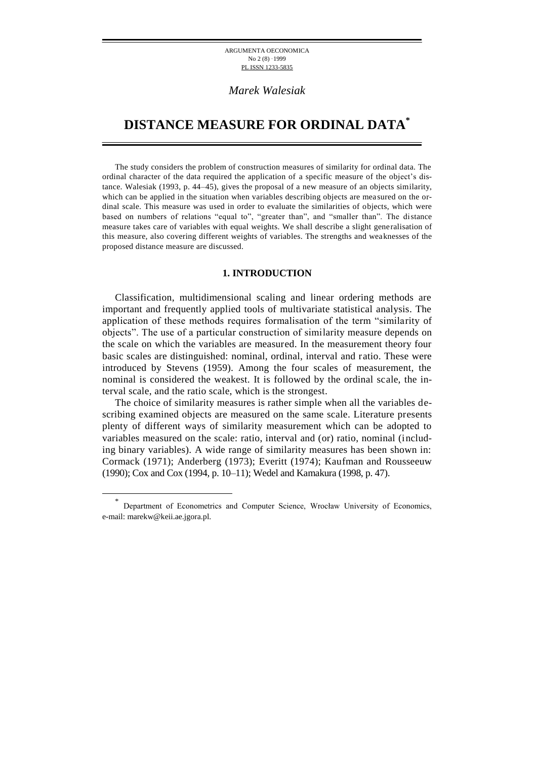*Marek Walesiak*

# DISTANCE MEASURE FOR ORDINAL DATA[*]

The study considers the problem of construction measures of similarity for ordinal data. The ordinal character of the data required the application of a specific measure of the object's distance. Walesiak (1993, p. 44–45), gives the proposal of a new measure of an objects similarity, which can be applied in the situation when variables describing objects are measured on the ordinal scale. This measure was used in order to evaluate the similarities of objects, which were based on numbers of relations "equal to", "greater than", and "smaller than". The distance measure takes care of variables with equal weights. We shall describe a slight generalisation of this measure, also covering different weights of variables. The strengths and weaknesses of the proposed distance measure are discussed.

## 1. INTRODUCTION

Classification, multidimensional scaling and linear ordering methods are important and frequently applied tools of multivariate statistical analysis. The application of these methods requires formalisation of the term "similarity of objects". The use of a particular construction of similarity measure depends on the scale on which the variables are measured. In the measurement theory four basic scales are distinguished: nominal, ordinal, interval and ratio. These were introduced by Stevens (1959). Among the four scales of measurement, the nominal is considered the weakest. It is followed by the ordinal scale, the interval scale, and the ratio scale, which is the strongest.

The choice of similarity measures is rather simple when all the variables describing examined objects are measured on the same scale. Literature presents plenty of different ways of similarity measurement which can be adopted to variables measured on the scale: ratio, interval and (or) ratio, nominal (including binary variables). A wide range of similarity measures has been shown in: Cormack (1971); Anderberg (1973); Everitt (1974); Kaufman and Rousseeuw (1990); Cox and Cox (1994, p. 10–11); Wedel and Kamakura (1998, p. 47).

[*] Department of Econometrics and Computer Science, Wrocław University of Economics, e-mail: marekw@keii.ae.jgora.pl.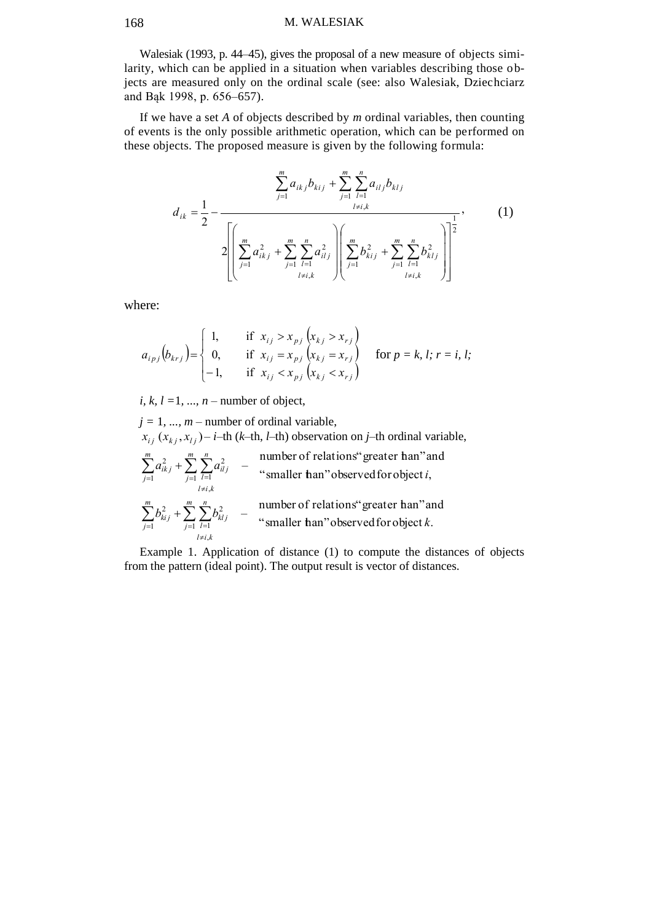Walesiak (1993, p. 44–45), gives the proposal of a new measure of objects similarity, which can be applied in a situation when variables describing those objects are measured only on the ordinal scale (see: also Walesiak, Dziechciarz and Bąk 1998, p. 656–657).

If we have a set $A$ of objects described by $m$ ordinal variables, then counting of events is the only possible arithmetic operation, which can be performed on these objects. The proposed measure is given by the following formula:

$$d_{ik} = \frac{1}{2} - \frac{\sum_{j=1}^{m} a_{ikj} b_{kij} + \sum_{j=1}^{m} \sum_{\substack{l=1 \\ l \neq i,k}}^{n} a_{ilj} b_{klj}}{2\left[\left(\sum_{j=1}^{m} a_{ikj}^2 + \sum_{j=1}^{m} \sum_{\substack{l=1 \\ l \neq i,k}}^{n} a_{ilj}^2\right)\left(\sum_{j=1}^{m} b_{kij}^2 + \sum_{j=1}^{m} \sum_{\substack{l=1 \\ l \neq i,k}}^{n} b_{klj}^2\right)\right]^{\frac{1}{2}}}, \tag{1}$$

where:

$$a_{ipj}\left(b_{krj}\right) = \begin{cases} 1, & \text{if } x_{ij} > x_{pj} \left(x_{kj} > x_{rj}\right) \\ 0, & \text{if } x_{ij} = x_{pj} \left(x_{kj} = x_{rj}\right) \\ -1, & \text{if } x_{ij} < x_{pj} \left(x_{kj} < x_{rj}\right) \end{cases} \quad \text{for } p = k, l;\ r = i, l;$$

$i, k, l = 1, \ldots, n$ – number of object,

$j = 1, \ldots, m$ – number of ordinal variable,

$x_{ij}$ $(x_{kj}, x_{lj})$ – $i$–th ($k$–th, $l$–th) observation on $j$–th ordinal variable,

$\sum_{j=1}^{m} a_{ikj}^2 + \sum_{j=1}^{m} \sum_{\substack{l=1 \\ l \neq i,k}}^{n} a_{ilj}^2$ – number of relations "greater than" and "smaller than" observed for object $i$,

$\sum_{j=1}^{m} b_{kij}^2 + \sum_{j=1}^{m} \sum_{\substack{l=1 \\ l \neq i,k}}^{n} b_{klj}^2$ – number of relations "greater than" and "smaller than" observed for object $k$.

Example 1. Application of distance (1) to compute the distances of objects from the pattern (ideal point). The output result is vector of distances.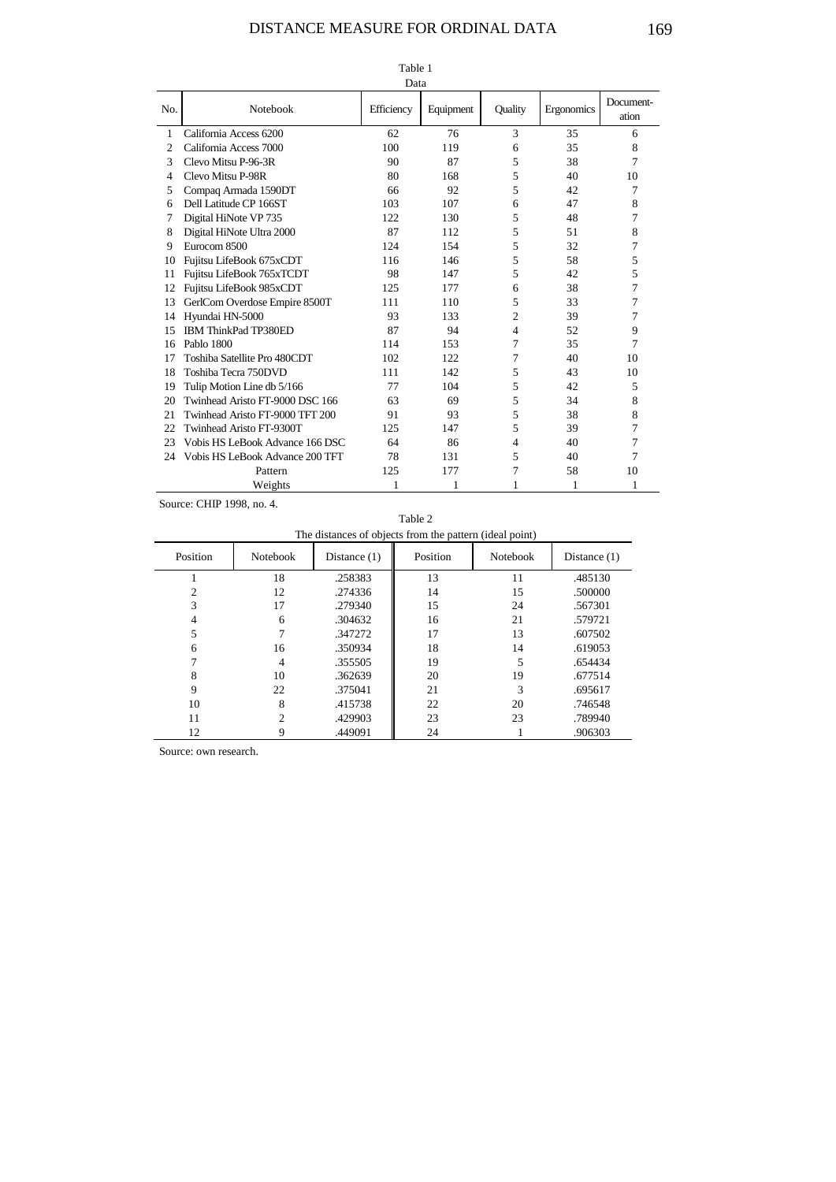Table 1

Data

| No. | Notebook | Efficiency | Equipment | Quality | Ergonomics | Document-ation |
|---|---|---|---|---|---|---|
| 1 | California Access 6200 | 62 | 76 | 3 | 35 | 6 |
| 2 | California Access 7000 | 100 | 119 | 6 | 35 | 8 |
| 3 | Clevo Mitsu P-96-3R | 90 | 87 | 5 | 38 | 7 |
| 4 | Clevo Mitsu P-98R | 80 | 168 | 5 | 40 | 10 |
| 5 | Compaq Armada 1590DT | 66 | 92 | 5 | 42 | 7 |
| 6 | Dell Latitude CP 166ST | 103 | 107 | 6 | 47 | 8 |
| 7 | Digital HiNote VP 735 | 122 | 130 | 5 | 48 | 7 |
| 8 | Digital HiNote Ultra 2000 | 87 | 112 | 5 | 51 | 8 |
| 9 | Eurocom 8500 | 124 | 154 | 5 | 32 | 7 |
| 10 | Fujitsu LifeBook 675xCDT | 116 | 146 | 5 | 58 | 5 |
| 11 | Fujitsu LifeBook 765xTCDT | 98 | 147 | 5 | 42 | 5 |
| 12 | Fujitsu LifeBook 985xCDT | 125 | 177 | 6 | 38 | 7 |
| 13 | GerlCom Overdose Empire 8500T | 111 | 110 | 5 | 33 | 7 |
| 14 | Hyundai HN-5000 | 93 | 133 | 2 | 39 | 7 |
| 15 | IBM ThinkPad TP380ED | 87 | 94 | 4 | 52 | 9 |
| 16 | Pablo 1800 | 114 | 153 | 7 | 35 | 7 |
| 17 | Toshiba Satellite Pro 480CDT | 102 | 122 | 7 | 40 | 10 |
| 18 | Toshiba Tecra 750DVD | 111 | 142 | 5 | 43 | 10 |
| 19 | Tulip Motion Line db 5/166 | 77 | 104 | 5 | 42 | 5 |
| 20 | Twinhead Aristo FT-9000 DSC 166 | 63 | 69 | 5 | 34 | 8 |
| 21 | Twinhead Aristo FT-9000 TFT 200 | 91 | 93 | 5 | 38 | 8 |
| 22 | Twinhead Aristo FT-9300T | 125 | 147 | 5 | 39 | 7 |
| 23 | Vobis HS LeBook Advance 166 DSC | 64 | 86 | 4 | 40 | 7 |
| 24 | Vobis HS LeBook Advance 200 TFT | 78 | 131 | 5 | 40 | 7 |
| | Pattern | 125 | 177 | 7 | 58 | 10 |
| | Weights | 1 | 1 | 1 | 1 | 1 |

Source: CHIP 1998, no. 4.

Table 2

The distances of objects from the pattern (ideal point)

| Position | Notebook | Distance (1) | Position | Notebook | Distance (1) |
|---|---|---|---|---|---|
| 1 | 18 | .258383 | 13 | 11 | .485130 |
| 2 | 12 | .274336 | 14 | 15 | .500000 |
| 3 | 17 | .279340 | 15 | 24 | .567301 |
| 4 | 6 | .304632 | 16 | 21 | .579721 |
| 5 | 7 | .347272 | 17 | 13 | .607502 |
| 6 | 16 | .350934 | 18 | 14 | .619053 |
| 7 | 4 | .355505 | 19 | 5 | .654434 |
| 8 | 10 | .362639 | 20 | 19 | .677514 |
| 9 | 22 | .375041 | 21 | 3 | .695617 |
| 10 | 8 | .415738 | 22 | 20 | .746548 |
| 11 | 2 | .429903 | 23 | 23 | .789940 |
| 12 | 9 | .449091 | 24 | 1 | .906303 |

Source: own research.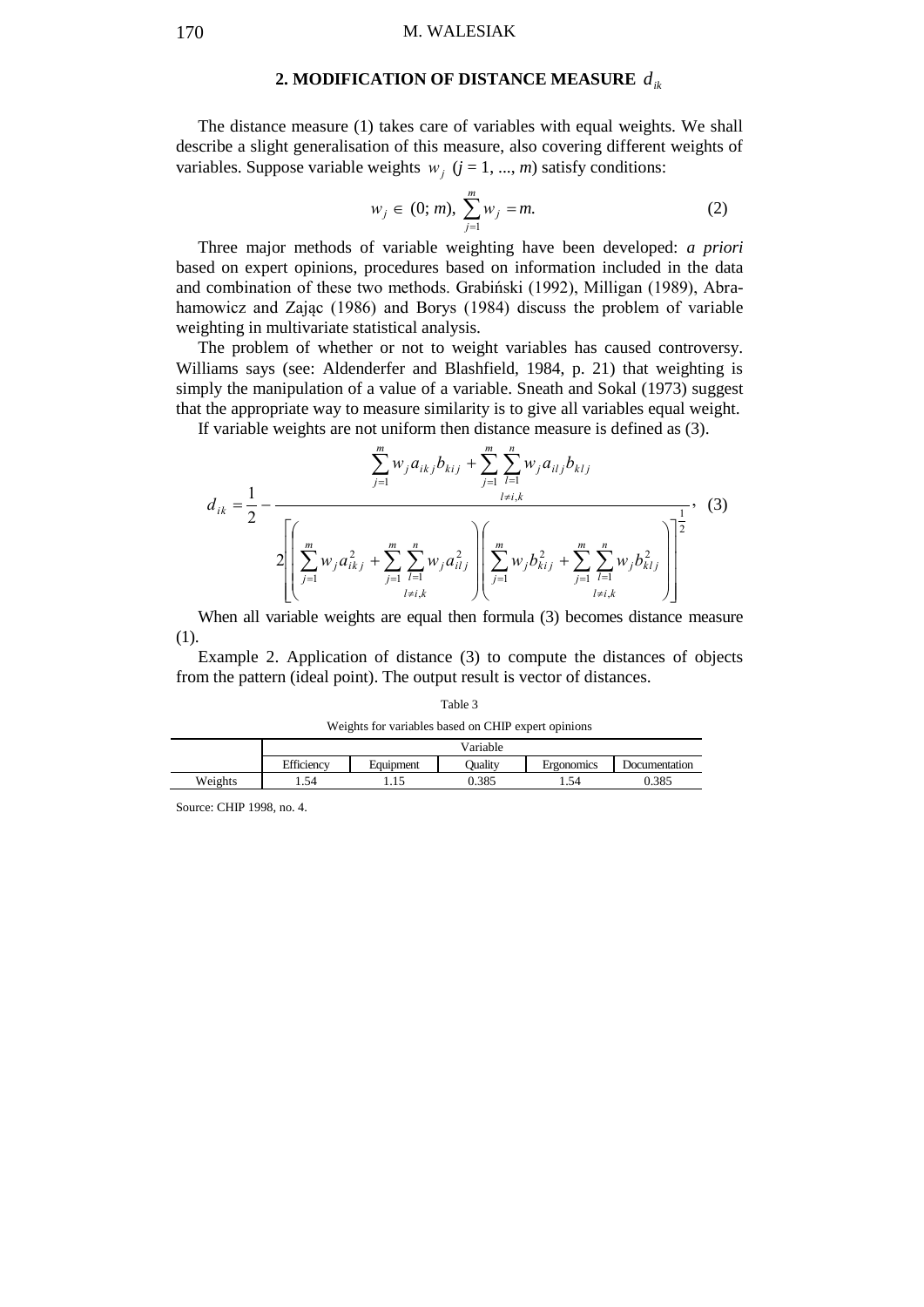## 2. MODIFICATION OF DISTANCE MEASURE $d_{ik}$

The distance measure (1) takes care of variables with equal weights. We shall describe a slight generalisation of this measure, also covering different weights of variables. Suppose variable weights $w_j$ ($j = 1, ..., m$) satisfy conditions:

$$w_j \in (0; m),\ \sum_{j=1}^{m} w_j = m. \tag{2}$$

Three major methods of variable weighting have been developed: *a priori* based on expert opinions, procedures based on information included in the data and combination of these two methods. Grabiński (1992), Milligan (1989), Abrahamowicz and Zając (1986) and Borys (1984) discuss the problem of variable weighting in multivariate statistical analysis.

The problem of whether or not to weight variables has caused controversy. Williams says (see: Aldenderfer and Blashfield, 1984, p. 21) that weighting is simply the manipulation of a value of a variable. Sneath and Sokal (1973) suggest that the appropriate way to measure similarity is to give all variables equal weight.

If variable weights are not uniform then distance measure is defined as (3).

$$d_{ik} = \frac{1}{2} - \frac{\sum_{j=1}^{m} w_j a_{ikj} b_{kij} + \sum_{j=1}^{m} \sum_{\substack{l=1 \\ l \neq i,k}}^{n} w_j a_{ilj} b_{klj}}{2\left[\left(\sum_{j=1}^{m} w_j a_{ikj}^2 + \sum_{j=1}^{m} \sum_{\substack{l=1 \\ l \neq i,k}}^{n} w_j a_{ilj}^2\right)\left(\sum_{j=1}^{m} w_j b_{kij}^2 + \sum_{j=1}^{m} \sum_{\substack{l=1 \\ l \neq i,k}}^{n} w_j b_{klj}^2\right)\right]^{\frac{1}{2}}}, \tag{3}$$

When all variable weights are equal then formula (3) becomes distance measure (1).

Example 2. Application of distance (3) to compute the distances of objects from the pattern (ideal point). The output result is vector of distances.

Table 3

Weights for variables based on CHIP expert opinions

| | Variable | | | | |
|---|---|---|---|---|---|
| | Efficiency | Equipment | Quality | Ergonomics | Documentation |
| Weights | 1.54 | 1.15 | 0.385 | 1.54 | 0.385 |

Source: CHIP 1998, no. 4.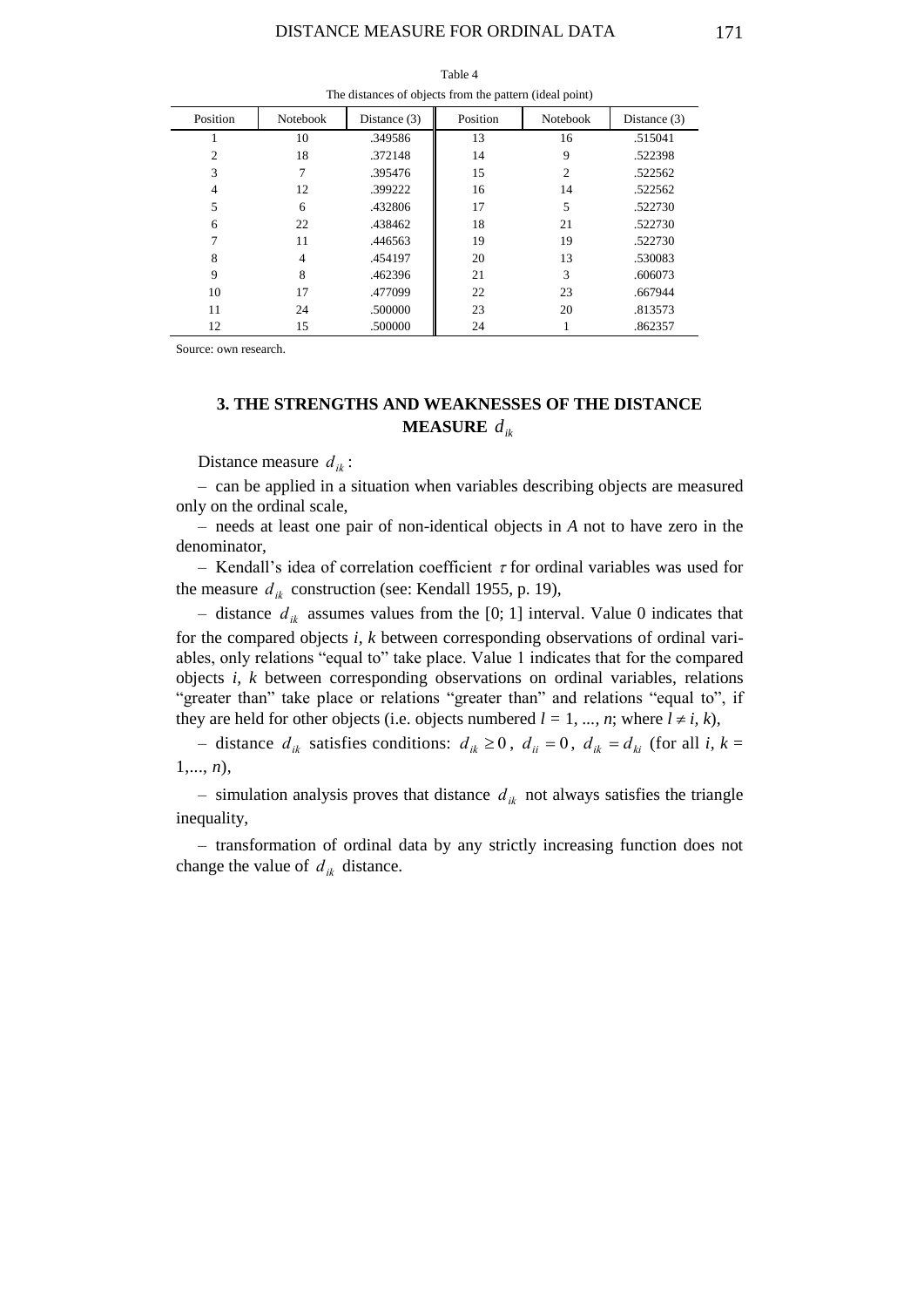Table 4

The distances of objects from the pattern (ideal point)

| Position | Notebook | Distance (3) | Position | Notebook | Distance (3) |
|---|---|---|---|---|---|
| 1 | 10 | .349586 | 13 | 16 | .515041 |
| 2 | 18 | .372148 | 14 | 9 | .522398 |
| 3 | 7 | .395476 | 15 | 2 | .522562 |
| 4 | 12 | .399222 | 16 | 14 | .522562 |
| 5 | 6 | .432806 | 17 | 5 | .522730 |
| 6 | 22 | .438462 | 18 | 21 | .522730 |
| 7 | 11 | .446563 | 19 | 19 | .522730 |
| 8 | 4 | .454197 | 20 | 13 | .530083 |
| 9 | 8 | .462396 | 21 | 3 | .606073 |
| 10 | 17 | .477099 | 22 | 23 | .667944 |
| 11 | 24 | .500000 | 23 | 20 | .813573 |
| 12 | 15 | .500000 | 24 | 1 | .862357 |

Source: own research.

## 3. THE STRENGTHS AND WEAKNESSES OF THE DISTANCE MEASURE $d_{ik}$

Distance measure $d_{ik}$:

– can be applied in a situation when variables describing objects are measured only on the ordinal scale,

– needs at least one pair of non-identical objects in *A* not to have zero in the denominator,

– Kendall's idea of correlation coefficient $\tau$ for ordinal variables was used for the measure $d_{ik}$ construction (see: Kendall 1955, p. 19),

– distance $d_{ik}$ assumes values from the [0; 1] interval. Value 0 indicates that for the compared objects *i*, *k* between corresponding observations of ordinal variables, only relations "equal to" take place. Value 1 indicates that for the compared objects *i*, *k* between corresponding observations on ordinal variables, relations "greater than" take place or relations "greater than" and relations "equal to", if they are held for other objects (i.e. objects numbered $l = 1, ..., n$; where $l \neq i, k$),

– distance $d_{ik}$ satisfies conditions: $d_{ik} \geq 0$, $d_{ii} = 0$, $d_{ik} = d_{ki}$ (for all $i, k = 1,..., n$),

– simulation analysis proves that distance $d_{ik}$ not always satisfies the triangle inequality,

– transformation of ordinal data by any strictly increasing function does not change the value of $d_{ik}$ distance.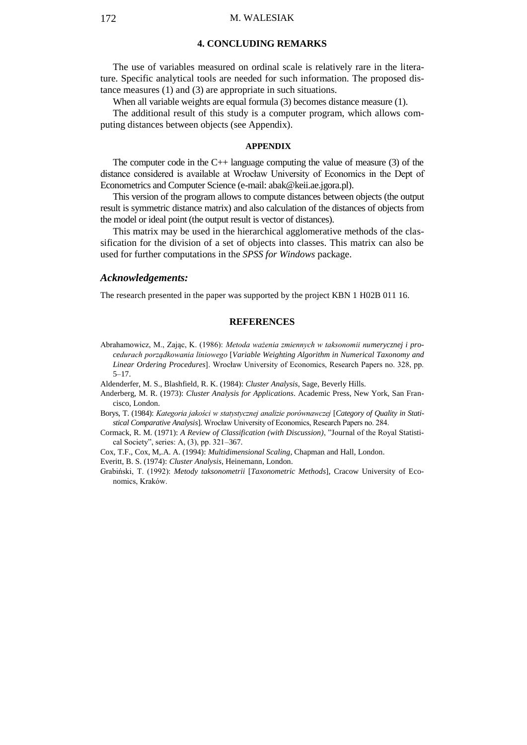## 4. CONCLUDING REMARKS

The use of variables measured on ordinal scale is relatively rare in the literature. Specific analytical tools are needed for such information. The proposed distance measures (1) and (3) are appropriate in such situations.

When all variable weights are equal formula (3) becomes distance measure (1).

The additional result of this study is a computer program, which allows computing distances between objects (see Appendix).

## APPENDIX

The computer code in the C++ language computing the value of measure (3) of the distance considered is available at Wrocław University of Economics in the Dept of Econometrics and Computer Science (e-mail: abak@keii.ae.jgora.pl).

This version of the program allows to compute distances between objects (the output result is symmetric distance matrix) and also calculation of the distances of objects from the model or ideal point (the output result is vector of distances).

This matrix may be used in the hierarchical agglomerative methods of the classification for the division of a set of objects into classes. This matrix can also be used for further computations in the *SPSS for Windows* package.

### *Acknowledgements:*

The research presented in the paper was supported by the project KBN 1 H02B 011 16.

## REFERENCES

Abrahamowicz, M., Zając, K. (1986): *Metoda ważenia zmiennych w taksonomii numerycznej i procedurach porządkowania liniowego* [*Variable Weighting Algorithm in Numerical Taxonomy and Linear Ordering Procedures*]. Wrocław University of Economics, Research Papers no. 328, pp. 5–17.

Aldenderfer, M. S., Blashfield, R. K. (1984): *Cluster Analysis*, Sage, Beverly Hills.

Anderberg, M. R. (1973): *Cluster Analysis for Applications*. Academic Press, New York, San Francisco, London.

Borys, T. (1984): *Kategoria jakości w statystycznej analizie porównawczej* [*Category of Quality in Statistical Comparative Analysis*]. Wrocław University of Economics, Research Papers no. 284.

Cormack, R. M. (1971): *A Review of Classification (with Discussion)*, "Journal of the Royal Statistical Society", series: A, (3), pp. 321–367.

Cox, T.F., Cox, M,.A. A. (1994): *Multidimensional Scaling*, Chapman and Hall, London.

Everitt, B. S. (1974): *Cluster Analysis*, Heinemann, London.

Grabiński, T. (1992): *Metody taksonometrii* [*Taxonometric Methods*], Cracow University of Economics, Kraków.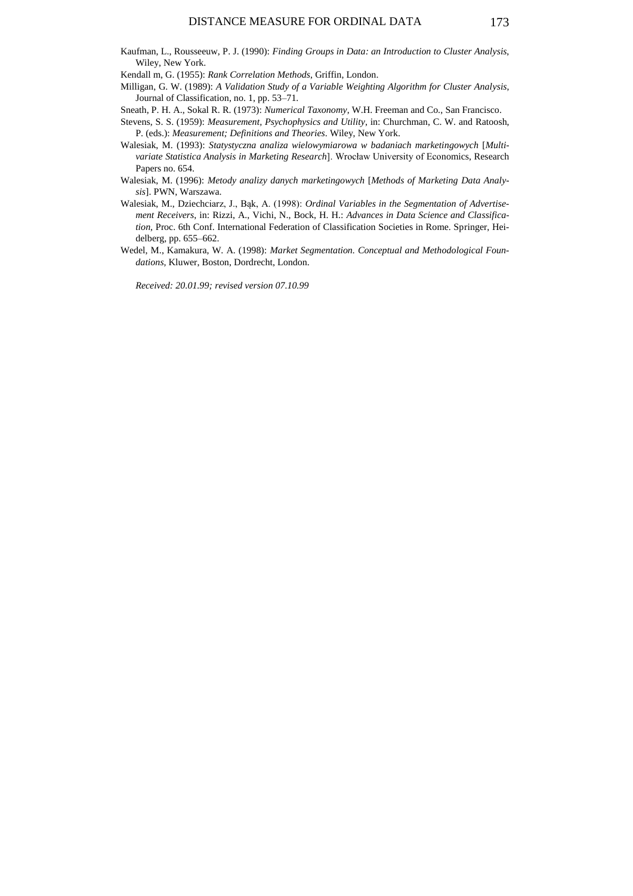Kaufman, L., Rousseeuw, P. J. (1990): *Finding Groups in Data: an Introduction to Cluster Analysis*, Wiley, New York.

Kendall m, G. (1955): *Rank Correlation Methods*, Griffin, London.

Milligan, G. W. (1989): *A Validation Study of a Variable Weighting Algorithm for Cluster Analysis*, Journal of Classification, no. 1, pp. 53–71.

Sneath, P. H. A., Sokal R. R. (1973): *Numerical Taxonomy*, W.H. Freeman and Co., San Francisco.

Stevens, S. S. (1959): *Measurement, Psychophysics and Utility*, in: Churchman, C. W. and Ratoosh, P. (eds.): *Measurement; Definitions and Theories*. Wiley, New York.

Walesiak, M. (1993): *Statystyczna analiza wielowymiarowa w badaniach marketingowych* [*Multivariate Statistica Analysis in Marketing Research*]. Wrocław University of Economics, Research Papers no. 654.

Walesiak, M. (1996): *Metody analizy danych marketingowych* [*Methods of Marketing Data Analysis*]. PWN, Warszawa.

Walesiak, M., Dziechciarz, J., Bąk, A. (1998): *Ordinal Variables in the Segmentation of Advertisement Receivers*, in: Rizzi, A., Vichi, N., Bock, H. H.: *Advances in Data Science and Classification*, Proc. 6th Conf. International Federation of Classification Societies in Rome. Springer, Heidelberg, pp. 655–662.

Wedel, M., Kamakura, W. A. (1998): *Market Segmentation. Conceptual and Methodological Foundations*, Kluwer, Boston, Dordrecht, London.

*Received: 20.01.99; revised version 07.10.99*